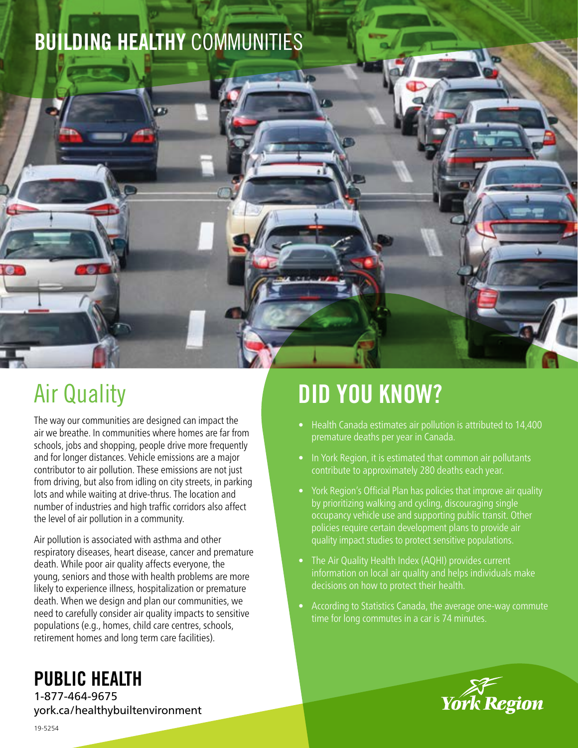# BUILDING HEALTHY COMMUNITIES

## Air Quality

The way our communities are designed can impact the air we breathe. In communities where homes are far from schools, jobs and shopping, people drive more frequently and for longer distances. Vehicle emissions are a major contributor to air pollution. These emissions are not just from driving, but also from idling on city streets, in parking lots and while waiting at drive-thrus. The location and number of industries and high traffic corridors also affect the level of air pollution in a community.

Air pollution is associated with asthma and other respiratory diseases, heart disease, cancer and premature death. While poor air quality affects everyone, the young, seniors and those with health problems are more likely to experience illness, hospitalization or premature death. When we design and plan our communities, we need to carefully consider air quality impacts to sensitive populations (e.g., homes, child care centres, schools, retirement homes and long term care facilities).

## DID YOU KNOW?

- Health Canada estimates air pollution is attributed to 14,400 premature deaths per year in Canada.
- In York Region, it is estimated that common air pollutants contribute to approximately 280 deaths each year.
- York Region's Official Plan has policies that improve air quality by prioritizing walking and cycling, discouraging single occupancy vehicle use and supporting public transit. Other policies require certain development plans to provide air quality impact studies to protect sensitive populations.
- The Air Quality Health Index (AQHI) provides current information on local air quality and helps individuals make decisions on how to protect their health.
- According to Statistics Canada, the average one-way commute time for long commutes in a car is 74 minutes.

**PUBLIC HEALTH**
1-877-464-9675
york.ca/healthybuiltenvironment

York Region

19-5254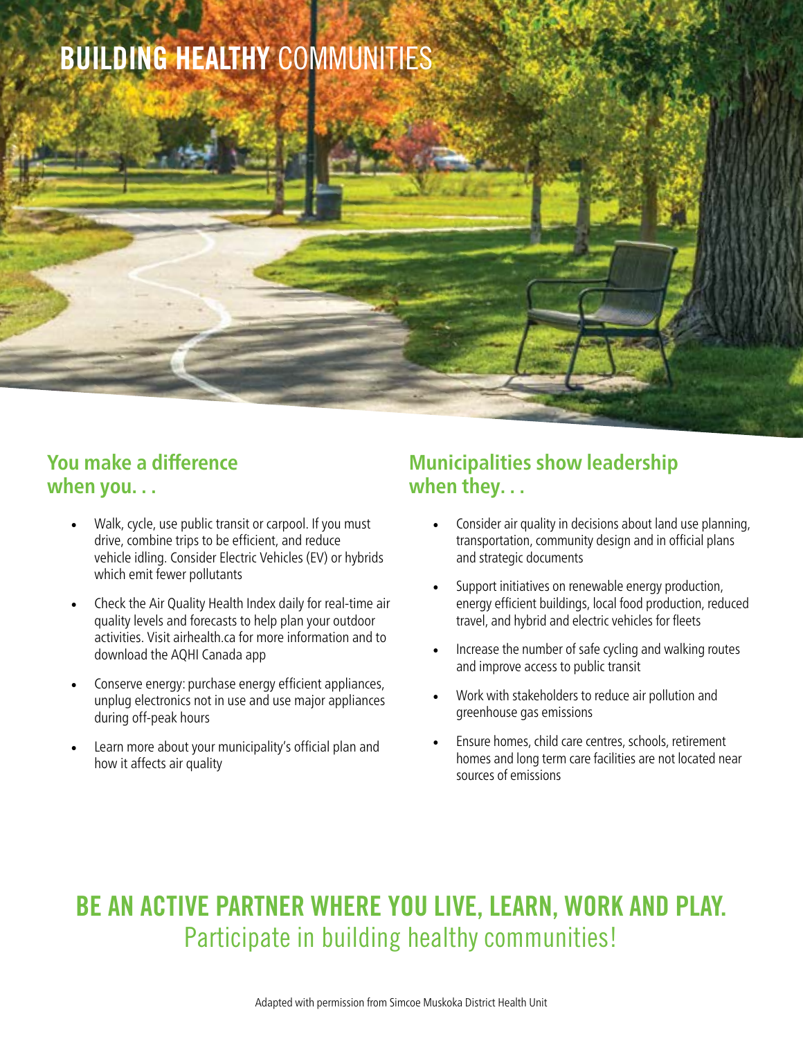# BUILDING HEALTHY COMMUNITIES

## You make a difference when you. . .

- Walk, cycle, use public transit or carpool. If you must drive, combine trips to be efficient, and reduce vehicle idling. Consider Electric Vehicles (EV) or hybrids which emit fewer pollutants
- Check the Air Quality Health Index daily for real-time air quality levels and forecasts to help plan your outdoor activities. Visit airhealth.ca for more information and to download the AQHI Canada app
- Conserve energy: purchase energy efficient appliances, unplug electronics not in use and use major appliances during off-peak hours
- Learn more about your municipality's official plan and how it affects air quality

## Municipalities show leadership when they. . .

- Consider air quality in decisions about land use planning, transportation, community design and in official plans and strategic documents
- Support initiatives on renewable energy production, energy efficient buildings, local food production, reduced travel, and hybrid and electric vehicles for fleets
- Increase the number of safe cycling and walking routes and improve access to public transit
- Work with stakeholders to reduce air pollution and greenhouse gas emissions
- Ensure homes, child care centres, schools, retirement homes and long term care facilities are not located near sources of emissions

## BE AN ACTIVE PARTNER WHERE YOU LIVE, LEARN, WORK AND PLAY.

Participate in building healthy communities!

Adapted with permission from Simcoe Muskoka District Health Unit